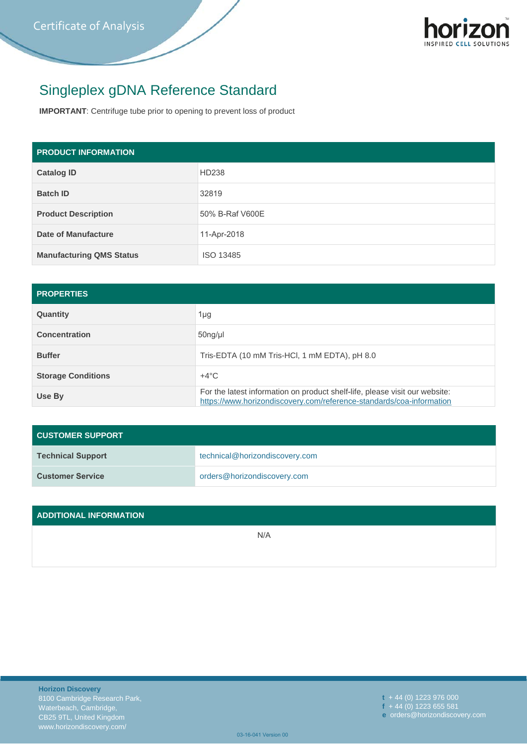Certificate of Analysis

# Singleplex gDNA Reference Standard

**IMPORTANT**: Centrifuge tube prior to opening to prevent loss of product

| PRODUCT INFORMATION | |
|---|---|
| **Catalog ID** | HD238 |
| **Batch ID** | 32819 |
| **Product Description** | 50% B-Raf V600E |
| **Date of Manufacture** | 11-Apr-2018 |
| **Manufacturing QMS Status** | ISO 13485 |

| PROPERTIES | |
|---|---|
| **Quantity** | 1µg |
| **Concentration** | 50ng/µl |
| **Buffer** | Tris-EDTA (10 mM Tris-HCl, 1 mM EDTA), pH 8.0 |
| **Storage Conditions** | +4°C |
| **Use By** | For the latest information on product shelf-life, please visit our website: https://www.horizondiscovery.com/reference-standards/coa-information |

| CUSTOMER SUPPORT | |
|---|---|
| **Technical Support** | technical@horizondiscovery.com |
| **Customer Service** | orders@horizondiscovery.com |

| ADDITIONAL INFORMATION |
|---|
| N/A |

**Horizon Discovery**
8100 Cambridge Research Park,
Waterbeach, Cambridge,
CB25 9TL, United Kingdom
www.horizondiscovery.com/

**t** + 44 (0) 1223 976 000
**f** + 44 (0) 1223 655 581
**e** orders@horizondiscovery.com

03-16-041 Version 00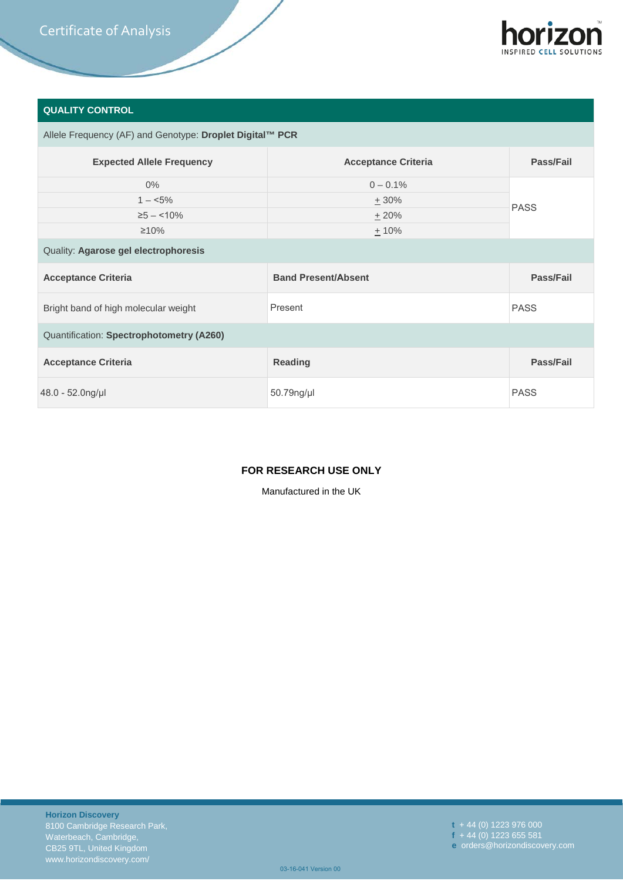## QUALITY CONTROL

Allele Frequency (AF) and Genotype: **Droplet Digital™ PCR**

| Expected Allele Frequency | Acceptance Criteria | Pass/Fail |
|---|---|---|
| 0% | 0 – 0.1% | PASS |
| 1 – <5% | ± 30% | |
| ≥5 – <10% | ± 20% | |
| ≥10% | ± 10% | |

Quality: **Agarose gel electrophoresis**

| Acceptance Criteria | Band Present/Absent | Pass/Fail |
|---|---|---|
| Bright band of high molecular weight | Present | PASS |

Quantification: **Spectrophotometry (A260)**

| Acceptance Criteria | Reading | Pass/Fail |
|---|---|---|
| 48.0 - 52.0ng/µl | 50.79ng/µl | PASS |

**FOR RESEARCH USE ONLY**

Manufactured in the UK

**Horizon Discovery**
8100 Cambridge Research Park,
Waterbeach, Cambridge,
CB25 9TL, United Kingdom
www.horizondiscovery.com/

**t** + 44 (0) 1223 976 000
**f** + 44 (0) 1223 655 581
**e** orders@horizondiscovery.com

03-16-041 Version 00